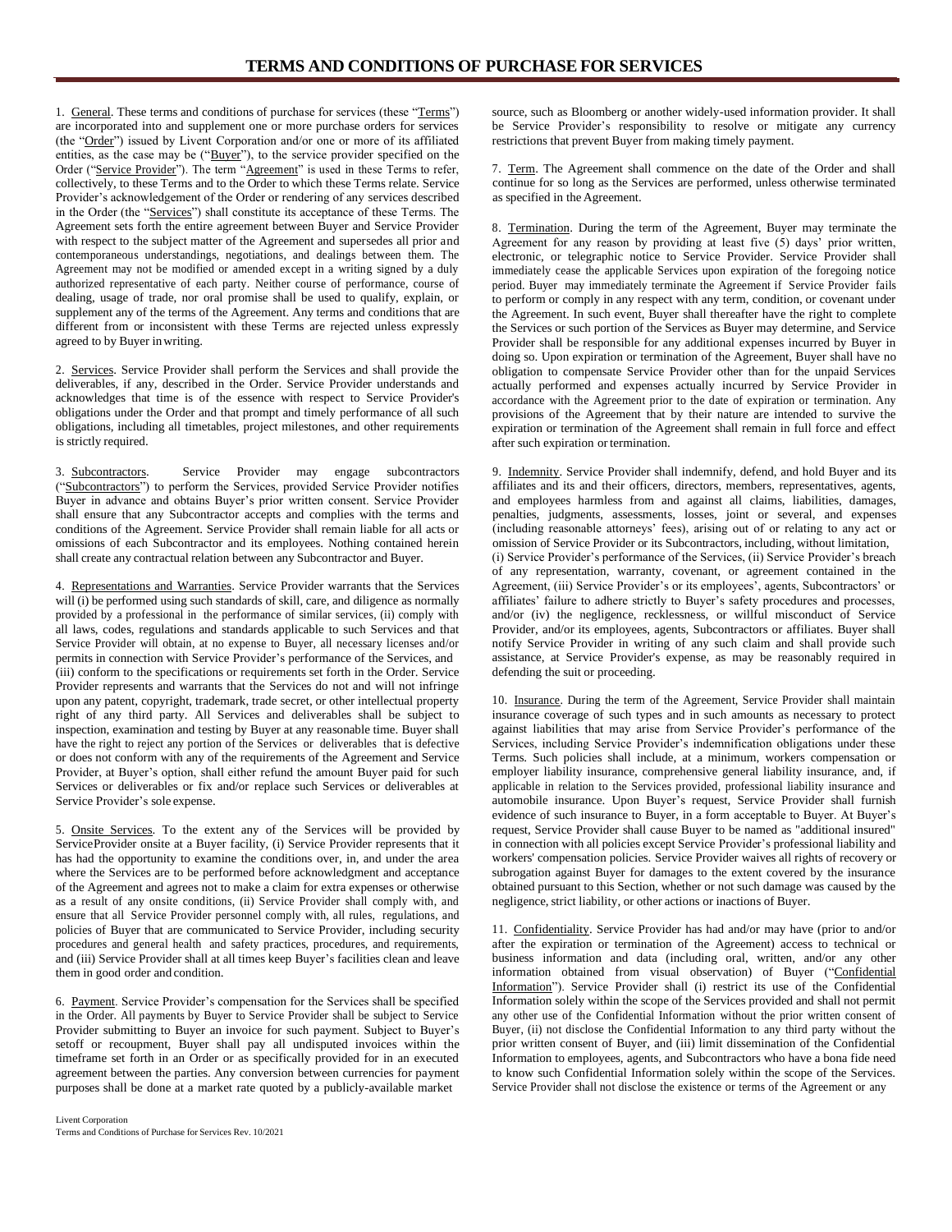# TERMS AND CONDITIONS OF PURCHASE FOR SERVICES

1. General. These terms and conditions of purchase for services (these "Terms") are incorporated into and supplement one or more purchase orders for services (the "Order") issued by Livent Corporation and/or one or more of its affiliated entities, as the case may be ("Buyer"), to the service provider specified on the Order ("Service Provider"). The term "Agreement" is used in these Terms to refer, collectively, to these Terms and to the Order to which these Terms relate. Service Provider's acknowledgement of the Order or rendering of any services described in the Order (the "Services") shall constitute its acceptance of these Terms. The Agreement sets forth the entire agreement between Buyer and Service Provider with respect to the subject matter of the Agreement and supersedes all prior and contemporaneous understandings, negotiations, and dealings between them. The Agreement may not be modified or amended except in a writing signed by a duly authorized representative of each party. Neither course of performance, course of dealing, usage of trade, nor oral promise shall be used to qualify, explain, or supplement any of the terms of the Agreement. Any terms and conditions that are different from or inconsistent with these Terms are rejected unless expressly agreed to by Buyer in writing.

2. Services. Service Provider shall perform the Services and shall provide the deliverables, if any, described in the Order. Service Provider understands and acknowledges that time is of the essence with respect to Service Provider's obligations under the Order and that prompt and timely performance of all such obligations, including all timetables, project milestones, and other requirements is strictly required.

3. Subcontractors. Service Provider may engage subcontractors ("Subcontractors") to perform the Services, provided Service Provider notifies Buyer in advance and obtains Buyer's prior written consent. Service Provider shall ensure that any Subcontractor accepts and complies with the terms and conditions of the Agreement. Service Provider shall remain liable for all acts or omissions of each Subcontractor and its employees. Nothing contained herein shall create any contractual relation between any Subcontractor and Buyer.

4. Representations and Warranties. Service Provider warrants that the Services will (i) be performed using such standards of skill, care, and diligence as normally provided by a professional in the performance of similar services, (ii) comply with all laws, codes, regulations and standards applicable to such Services and that Service Provider will obtain, at no expense to Buyer, all necessary licenses and/or permits in connection with Service Provider's performance of the Services, and (iii) conform to the specifications or requirements set forth in the Order. Service Provider represents and warrants that the Services do not and will not infringe upon any patent, copyright, trademark, trade secret, or other intellectual property right of any third party. All Services and deliverables shall be subject to inspection, examination and testing by Buyer at any reasonable time. Buyer shall have the right to reject any portion of the Services or deliverables that is defective or does not conform with any of the requirements of the Agreement and Service Provider, at Buyer's option, shall either refund the amount Buyer paid for such Services or deliverables or fix and/or replace such Services or deliverables at Service Provider's sole expense.

5. Onsite Services. To the extent any of the Services will be provided by ServiceProvider onsite at a Buyer facility, (i) Service Provider represents that it has had the opportunity to examine the conditions over, in, and under the area where the Services are to be performed before acknowledgment and acceptance of the Agreement and agrees not to make a claim for extra expenses or otherwise as a result of any onsite conditions, (ii) Service Provider shall comply with, and ensure that all Service Provider personnel comply with, all rules, regulations, and policies of Buyer that are communicated to Service Provider, including security procedures and general health and safety practices, procedures, and requirements, and (iii) Service Provider shall at all times keep Buyer's facilities clean and leave them in good order and condition.

6. Payment. Service Provider's compensation for the Services shall be specified in the Order. All payments by Buyer to Service Provider shall be subject to Service Provider submitting to Buyer an invoice for such payment. Subject to Buyer's setoff or recoupment, Buyer shall pay all undisputed invoices within the timeframe set forth in an Order or as specifically provided for in an executed agreement between the parties. Any conversion between currencies for payment purposes shall be done at a market rate quoted by a publicly-available market source, such as Bloomberg or another widely-used information provider. It shall be Service Provider's responsibility to resolve or mitigate any currency restrictions that prevent Buyer from making timely payment.

7. Term. The Agreement shall commence on the date of the Order and shall continue for so long as the Services are performed, unless otherwise terminated as specified in the Agreement.

8. Termination. During the term of the Agreement, Buyer may terminate the Agreement for any reason by providing at least five (5) days' prior written, electronic, or telegraphic notice to Service Provider. Service Provider shall immediately cease the applicable Services upon expiration of the foregoing notice period. Buyer may immediately terminate the Agreement if Service Provider fails to perform or comply in any respect with any term, condition, or covenant under the Agreement. In such event, Buyer shall thereafter have the right to complete the Services or such portion of the Services as Buyer may determine, and Service Provider shall be responsible for any additional expenses incurred by Buyer in doing so. Upon expiration or termination of the Agreement, Buyer shall have no obligation to compensate Service Provider other than for the unpaid Services actually performed and expenses actually incurred by Service Provider in accordance with the Agreement prior to the date of expiration or termination. Any provisions of the Agreement that by their nature are intended to survive the expiration or termination of the Agreement shall remain in full force and effect after such expiration or termination.

9. Indemnity. Service Provider shall indemnify, defend, and hold Buyer and its affiliates and its and their officers, directors, members, representatives, agents, and employees harmless from and against all claims, liabilities, damages, penalties, judgments, assessments, losses, joint or several, and expenses (including reasonable attorneys' fees), arising out of or relating to any act or omission of Service Provider or its Subcontractors, including, without limitation, (i) Service Provider's performance of the Services, (ii) Service Provider's breach of any representation, warranty, covenant, or agreement contained in the Agreement, (iii) Service Provider's or its employees', agents, Subcontractors' or affiliates' failure to adhere strictly to Buyer's safety procedures and processes, and/or (iv) the negligence, recklessness, or willful misconduct of Service Provider, and/or its employees, agents, Subcontractors or affiliates. Buyer shall notify Service Provider in writing of any such claim and shall provide such assistance, at Service Provider's expense, as may be reasonably required in defending the suit or proceeding.

10. Insurance. During the term of the Agreement, Service Provider shall maintain insurance coverage of such types and in such amounts as necessary to protect against liabilities that may arise from Service Provider's performance of the Services, including Service Provider's indemnification obligations under these Terms. Such policies shall include, at a minimum, workers compensation or employer liability insurance, comprehensive general liability insurance, and, if applicable in relation to the Services provided, professional liability insurance and automobile insurance. Upon Buyer's request, Service Provider shall furnish evidence of such insurance to Buyer, in a form acceptable to Buyer. At Buyer's request, Service Provider shall cause Buyer to be named as "additional insured" in connection with all policies except Service Provider's professional liability and workers' compensation policies. Service Provider waives all rights of recovery or subrogation against Buyer for damages to the extent covered by the insurance obtained pursuant to this Section, whether or not such damage was caused by the negligence, strict liability, or other actions or inactions of Buyer.

11. Confidentiality. Service Provider has had and/or may have (prior to and/or after the expiration or termination of the Agreement) access to technical or business information and data (including oral, written, and/or any other information obtained from visual observation) of Buyer ("Confidential Information"). Service Provider shall (i) restrict its use of the Confidential Information solely within the scope of the Services provided and shall not permit any other use of the Confidential Information without the prior written consent of Buyer, (ii) not disclose the Confidential Information to any third party without the prior written consent of Buyer, and (iii) limit dissemination of the Confidential Information to employees, agents, and Subcontractors who have a bona fide need to know such Confidential Information solely within the scope of the Services. Service Provider shall not disclose the existence or terms of the Agreement or any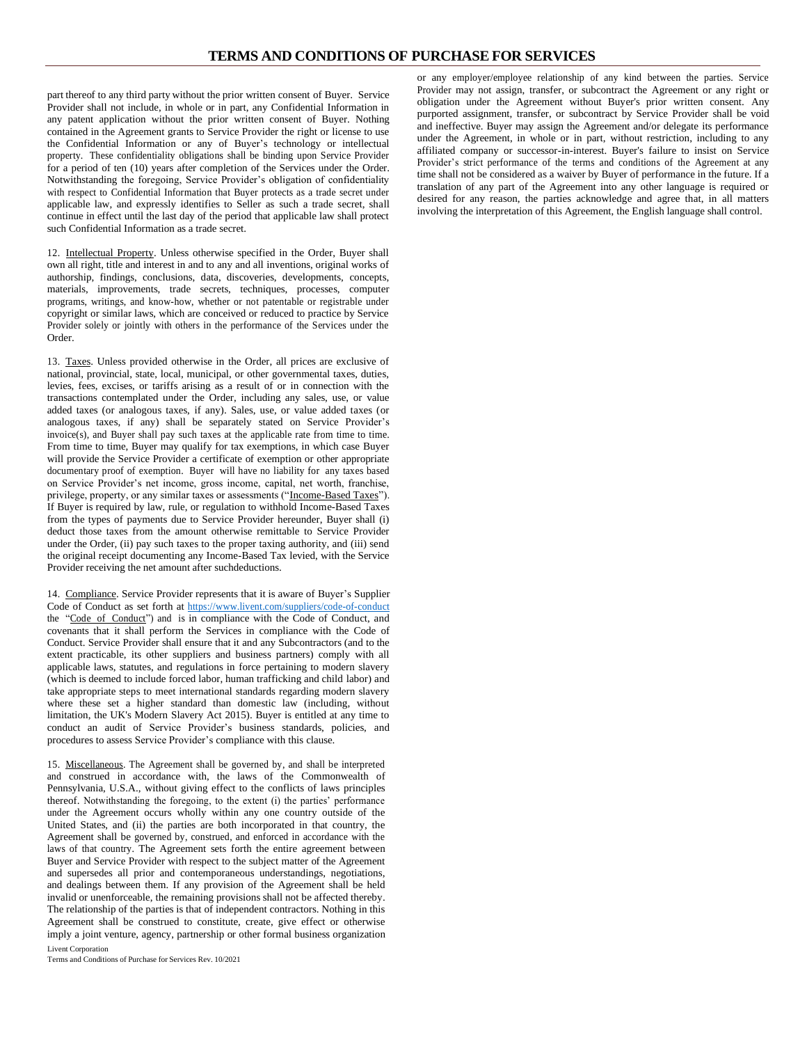# TERMS AND CONDITIONS OF PURCHASE FOR SERVICES

part thereof to any third party without the prior written consent of Buyer. Service Provider shall not include, in whole or in part, any Confidential Information in any patent application without the prior written consent of Buyer. Nothing contained in the Agreement grants to Service Provider the right or license to use the Confidential Information or any of Buyer's technology or intellectual property. These confidentiality obligations shall be binding upon Service Provider for a period of ten (10) years after completion of the Services under the Order. Notwithstanding the foregoing, Service Provider's obligation of confidentiality with respect to Confidential Information that Buyer protects as a trade secret under applicable law, and expressly identifies to Seller as such a trade secret, shall continue in effect until the last day of the period that applicable law shall protect such Confidential Information as a trade secret.

12. Intellectual Property. Unless otherwise specified in the Order, Buyer shall own all right, title and interest in and to any and all inventions, original works of authorship, findings, conclusions, data, discoveries, developments, concepts, materials, improvements, trade secrets, techniques, processes, computer programs, writings, and know-how, whether or not patentable or registrable under copyright or similar laws, which are conceived or reduced to practice by Service Provider solely or jointly with others in the performance of the Services under the Order.

13. Taxes. Unless provided otherwise in the Order, all prices are exclusive of national, provincial, state, local, municipal, or other governmental taxes, duties, levies, fees, excises, or tariffs arising as a result of or in connection with the transactions contemplated under the Order, including any sales, use, or value added taxes (or analogous taxes, if any). Sales, use, or value added taxes (or analogous taxes, if any) shall be separately stated on Service Provider's invoice(s), and Buyer shall pay such taxes at the applicable rate from time to time. From time to time, Buyer may qualify for tax exemptions, in which case Buyer will provide the Service Provider a certificate of exemption or other appropriate documentary proof of exemption. Buyer will have no liability for any taxes based on Service Provider's net income, gross income, capital, net worth, franchise, privilege, property, or any similar taxes or assessments ("Income-Based Taxes"). If Buyer is required by law, rule, or regulation to withhold Income-Based Taxes from the types of payments due to Service Provider hereunder, Buyer shall (i) deduct those taxes from the amount otherwise remittable to Service Provider under the Order, (ii) pay such taxes to the proper taxing authority, and (iii) send the original receipt documenting any Income-Based Tax levied, with the Service Provider receiving the net amount after suchdeductions.

14. Compliance. Service Provider represents that it is aware of Buyer's Supplier Code of Conduct as set forth at https://www.livent.com/suppliers/code-of-conduct the "Code of Conduct") and is in compliance with the Code of Conduct, and covenants that it shall perform the Services in compliance with the Code of Conduct. Service Provider shall ensure that it and any Subcontractors (and to the extent practicable, its other suppliers and business partners) comply with all applicable laws, statutes, and regulations in force pertaining to modern slavery (which is deemed to include forced labor, human trafficking and child labor) and take appropriate steps to meet international standards regarding modern slavery where these set a higher standard than domestic law (including, without limitation, the UK's Modern Slavery Act 2015). Buyer is entitled at any time to conduct an audit of Service Provider's business standards, policies, and procedures to assess Service Provider's compliance with this clause.

15. Miscellaneous. The Agreement shall be governed by, and shall be interpreted and construed in accordance with, the laws of the Commonwealth of Pennsylvania, U.S.A., without giving effect to the conflicts of laws principles thereof. Notwithstanding the foregoing, to the extent (i) the parties' performance under the Agreement occurs wholly within any one country outside of the United States, and (ii) the parties are both incorporated in that country, the Agreement shall be governed by, construed, and enforced in accordance with the laws of that country. The Agreement sets forth the entire agreement between Buyer and Service Provider with respect to the subject matter of the Agreement and supersedes all prior and contemporaneous understandings, negotiations, and dealings between them. If any provision of the Agreement shall be held invalid or unenforceable, the remaining provisions shall not be affected thereby. The relationship of the parties is that of independent contractors. Nothing in this Agreement shall be construed to constitute, create, give effect or otherwise imply a joint venture, agency, partnership or other formal business organization or any employer/employee relationship of any kind between the parties. Service Provider may not assign, transfer, or subcontract the Agreement or any right or obligation under the Agreement without Buyer's prior written consent. Any purported assignment, transfer, or subcontract by Service Provider shall be void and ineffective. Buyer may assign the Agreement and/or delegate its performance under the Agreement, in whole or in part, without restriction, including to any affiliated company or successor-in-interest. Buyer's failure to insist on Service Provider's strict performance of the terms and conditions of the Agreement at any time shall not be considered as a waiver by Buyer of performance in the future. If a translation of any part of the Agreement into any other language is required or desired for any reason, the parties acknowledge and agree that, in all matters involving the interpretation of this Agreement, the English language shall control.

Livent Corporation
Terms and Conditions of Purchase for Services Rev. 10/2021